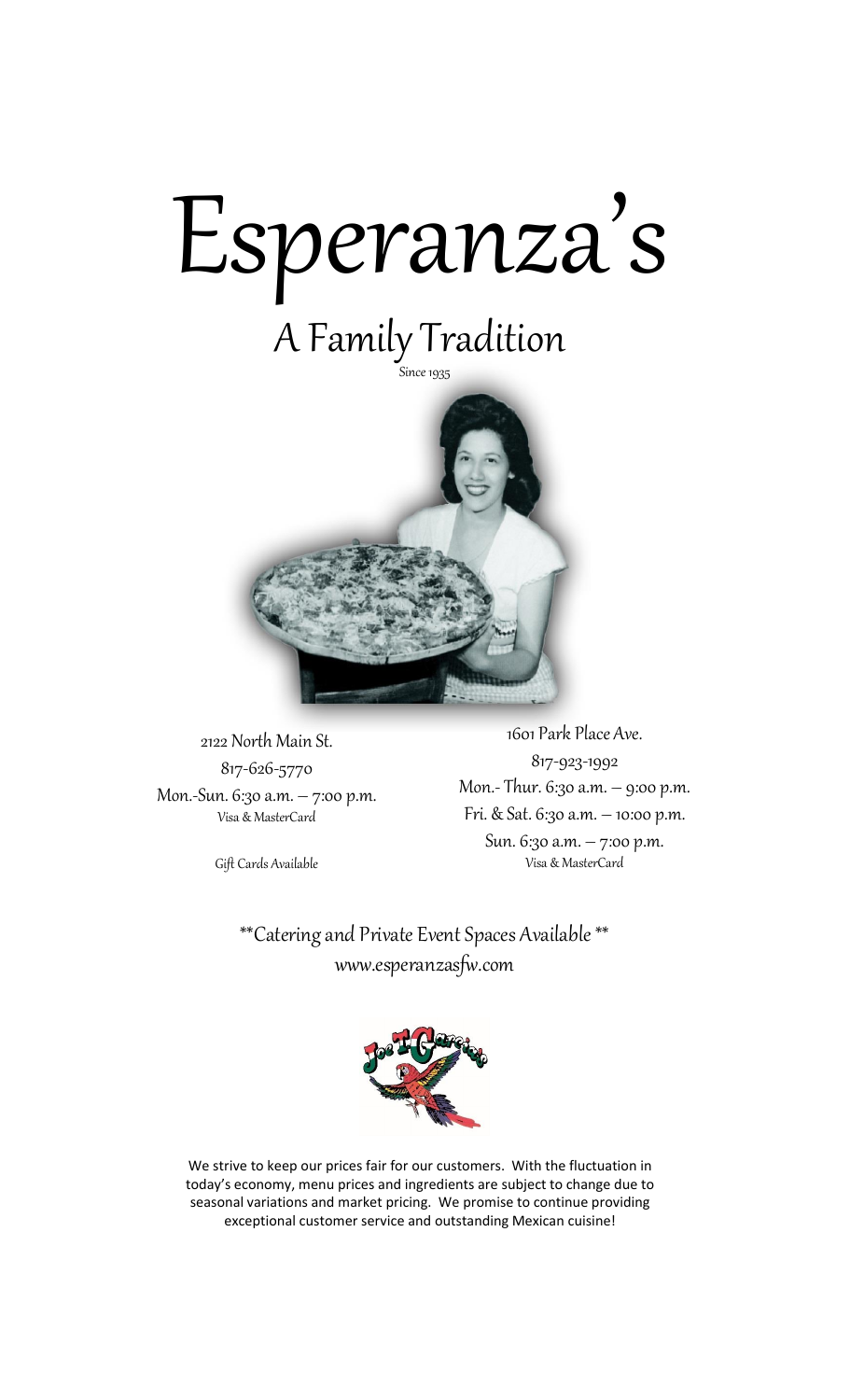# Esperanza's

## A Family Tradition

Since 1935

2122 North Main St.
817-626-5770
Mon.-Sun. 6:30 a.m. – 7:00 p.m.
Visa & MasterCard

Gift Cards Available

1601 Park Place Ave.
817-923-1992
Mon.- Thur. 6:30 a.m. – 9:00 p.m.
Fri. & Sat. 6:30 a.m. – 10:00 p.m.
Sun. 6:30 a.m. – 7:00 p.m.
Visa & MasterCard

**Catering and Private Event Spaces Available **
www.esperanzasfw.com

We strive to keep our prices fair for our customers. With the fluctuation in today's economy, menu prices and ingredients are subject to change due to seasonal variations and market pricing. We promise to continue providing exceptional customer service and outstanding Mexican cuisine!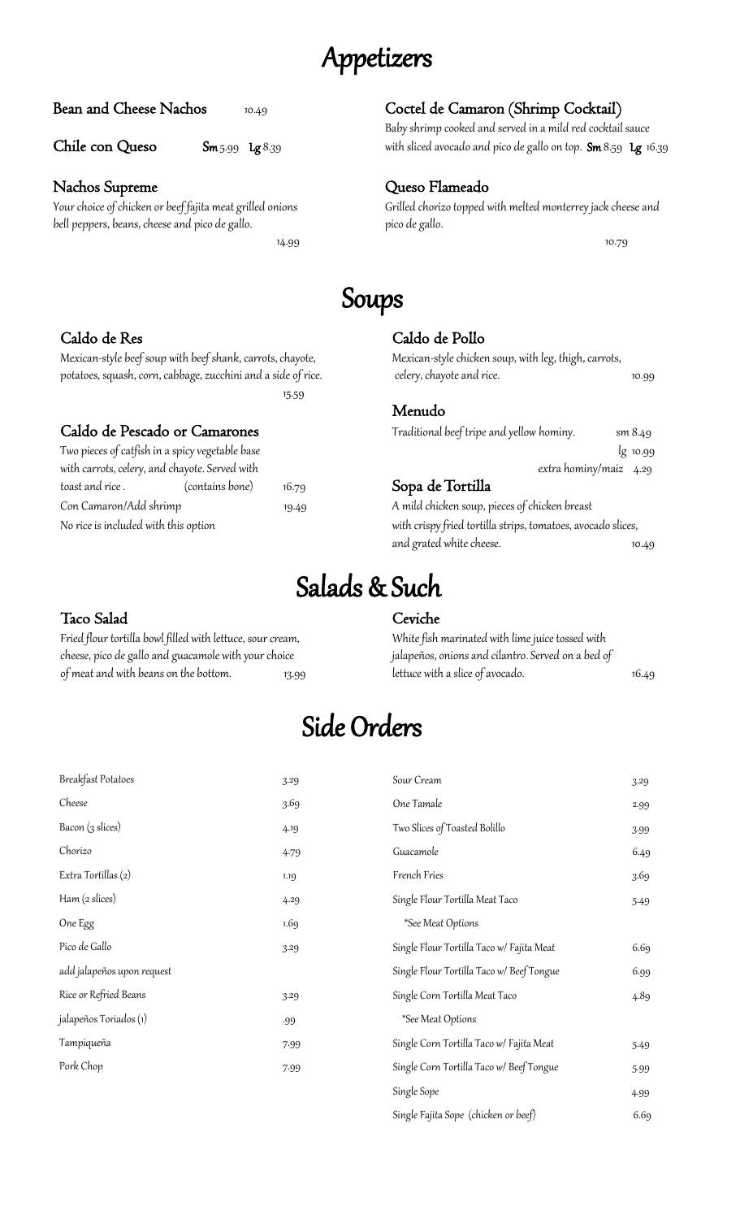# Appetizers

### Bean and Cheese Nachos
10.49

### Chile con Queso
**Sm** 5.99 **Lg** 8.39

### Nachos Supreme
*Your choice of chicken or beef fajita meat grilled onions bell peppers, beans, cheese and pico de gallo.*

14.99

### Coctel de Camaron (Shrimp Cocktail)
*Baby shrimp cooked and served in a mild red cocktail sauce with sliced avocado and pico de gallo on top.* **Sm** 8.59 **Lg** 16.39

### Queso Flameado
*Grilled chorizo topped with melted monterrey jack cheese and pico de gallo.*

10.79

# Soups

### Caldo de Res
*Mexican-style beef soup with beef shank, carrots, chayote, potatoes, squash, corn, cabbage, zucchini and a side of rice.*

15.59

### Caldo de Pescado or Camarones
*Two pieces of catfish in a spicy vegetable base with carrots, celery, and chayote. Served with toast and rice .* (contains bone) 16.79

Con Camaron/Add shrimp 19.49

No rice is included with this option

### Caldo de Pollo
*Mexican-style chicken soup, with leg, thigh, carrots, celery, chayote and rice.* 10.99

### Menudo
*Traditional beef tripe and yellow hominy.* sm 8.49

lg 10.99

extra hominy/maiz 4.29

### Sopa de Tortilla
*A mild chicken soup, pieces of chicken breast with crispy fried tortilla strips, tomatoes, avocado slices, and grated white cheese.* 10.49

# Salads & Such

### Taco Salad
*Fried flour tortilla bowl filled with lettuce, sour cream, cheese, pico de gallo and guacamole with your choice of meat and with beans on the bottom.* 13.99

### Ceviche
*White fish marinated with lime juice tossed with jalapeños, onions and cilantro. Served on a bed of lettuce with a slice of avocado.* 16.49

# Side Orders

| Item | Price |
|---|---|
| Breakfast Potatoes | 3.29 |
| Cheese | 3.69 |
| Bacon (3 slices) | 4.19 |
| Chorizo | 4.79 |
| Extra Tortillas (2) | 1.19 |
| Ham (2 slices) | 4.29 |
| One Egg | 1.69 |
| Pico de Gallo | 3.29 |
| add jalapeños upon request | |
| Rice or Refried Beans | 3.29 |
| jalapeños Toriados (1) | .99 |
| Tampiqueña | 7.99 |
| Pork Chop | 7.99 |

| Item | Price |
|---|---|
| Sour Cream | 3.29 |
| One Tamale | 2.99 |
| Two Slices of Toasted Bolillo | 3.99 |
| Guacamole | 6.49 |
| French Fries | 3.69 |
| Single Flour Tortilla Meat Taco | 5.49 |
| *See Meat Options | |
| Single Flour Tortilla Taco w/ Fajita Meat | 6.69 |
| Single Flour Tortilla Taco w/ Beef Tongue | 6.99 |
| Single Corn Tortilla Meat Taco | 4.89 |
| *See Meat Options | |
| Single Corn Tortilla Taco w/ Fajita Meat | 5.49 |
| Single Corn Tortilla Taco w/ Beef Tongue | 5.99 |
| Single Sope | 4.99 |
| Single Fajita Sope (chicken or beef) | 6.69 |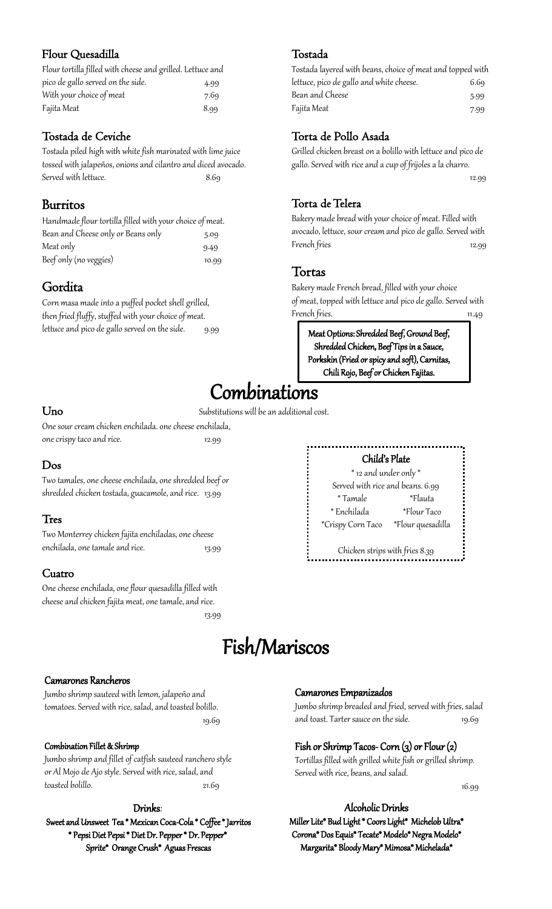### Flour Quesadilla

Flour tortilla filled with cheese and grilled. Lettuce and pico de gallo served on the side. 4.99

With your choice of meat 7.69

Fajita Meat 8.99

### Tostada de Ceviche

Tostada piled high with white fish marinated with lime juice tossed with jalapeños, onions and cilantro and diced avocado. Served with lettuce. 8.69

### Burritos

Handmade flour tortilla filled with your choice of meat.

Bean and Cheese only or Beans only 5.09

Meat only 9.49

Beef only (no veggies) 10.99

### Gordita

Corn masa made into a puffed pocket shell grilled, then fried fluffy, stuffed with your choice of meat. lettuce and pico de gallo served on the side. 9.99

### Tostada

Tostada layered with beans, choice of meat and topped with lettuce, pico de gallo and white cheese. 6.69

Bean and Cheese 5.99

Fajita Meat 7.99

### Torta de Pollo Asada

Grilled chicken breast on a bolillo with lettuce and pico de gallo. Served with rice and a cup of frijoles a la charro. 12.99

### Torta de Telera

Bakery made bread with your choice of meat. Filled with avocado, lettuce, sour cream and pico de gallo. Served with French fries 12.99

### Tortas

Bakery made French bread, filled with your choice of meat, topped with lettuce and pico de gallo. Served with French fries. 11.49

**Meat Options: Shredded Beef, Ground Beef, Shredded Chicken, Beef Tips in a Sauce, Porkskin (Fried or spicy and soft), Carnitas, Chili Rojo, Beef or Chicken Fajitas.**

# Combinations

Substitutions will be an additional cost.

### Uno

One sour cream chicken enchilada. one cheese enchilada, one crispy taco and rice. 12.99

### Dos

Two tamales, one cheese enchilada, one shredded beef or shredded chicken tostada, guacamole, and rice. 13.99

### Tres

Two Monterrey chicken fajita enchiladas, one cheese enchilada, one tamale and rice. 13.99

### Cuatro

One cheese enchilada, one flour quesadilla filled with cheese and chicken fajita meat, one tamale, and rice. 13.99

### Child's Plate

\* 12 and under only \*

Served with rice and beans. 6.99

- \* Tamale
- \*Flauta
- \* Enchilada
- \*Flour Taco
- \*Crispy Corn Taco
- \*Flour quesadilla

Chicken strips with fries 8.39

# Fish/Mariscos

### Camarones Rancheros

Jumbo shrimp sauteed with lemon, jalapeño and tomatoes. Served with rice, salad, and toasted bolillo. 19.69

### Combination Fillet & Shrimp

Jumbo shrimp and fillet of catfish sauteed ranchero style or Al Mojo de Ajo style. Served with rice, salad, and toasted bolillo. 21.69

### Camarones Empanizados

Jumbo shrimp breaded and fried, served with fries, salad and toast. Tarter sauce on the side. 19.69

### Fish or Shrimp Tacos- Corn (3) or Flour (2)

Tortillas filled with grilled white fish or grilled shrimp. Served with rice, beans, and salad. 16.99

### Drinks:

**Sweet and Unsweet Tea \* Mexican Coca-Cola \* Coffee \* Jarritos \* Pepsi Diet Pepsi \* Diet Dr. Pepper \* Dr. Pepper\* Sprite\* Orange Crush\* Aguas Frescas**

### Alcoholic Drinks

**Miller Lite\* Bud Light \* Coors Light\* Michelob Ultra\* Corona\* Dos Equis\* Tecate\* Modelo\* Negra Modelo\* Margarita\* Bloody Mary\* Mimosa\* Michelada\***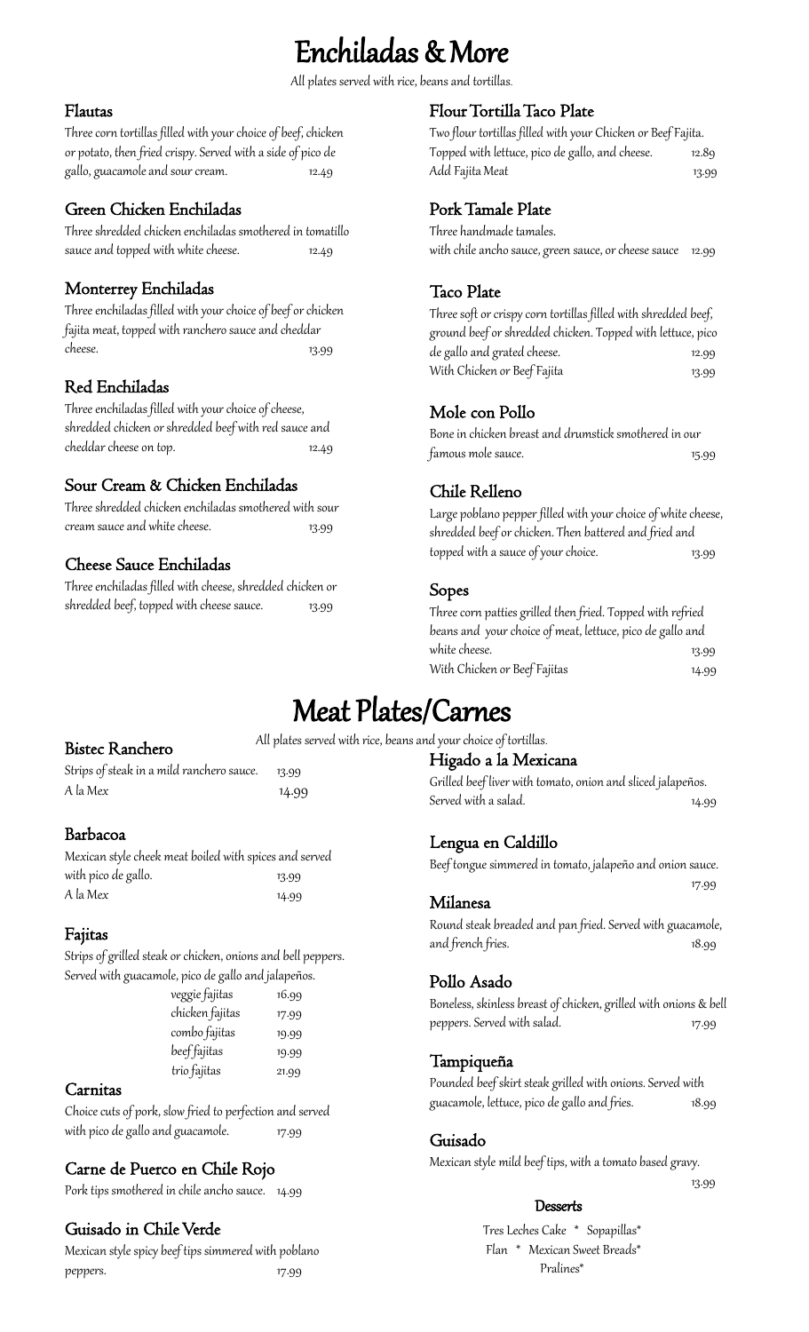# Enchiladas & More

*All plates served with rice, beans and tortillas.*

## Flautas

Three corn tortillas filled with your choice of beef, chicken or potato, then fried crispy. Served with a side of pico de gallo, guacamole and sour cream. 12.49

## Green Chicken Enchiladas

Three shredded chicken enchiladas smothered in tomatillo sauce and topped with white cheese. 12.49

## Monterrey Enchiladas

Three enchiladas filled with your choice of beef or chicken fajita meat, topped with ranchero sauce and cheddar cheese. 13.99

## Red Enchiladas

Three enchiladas filled with your choice of cheese, shredded chicken or shredded beef with red sauce and cheddar cheese on top. 12.49

## Sour Cream & Chicken Enchiladas

Three shredded chicken enchiladas smothered with sour cream sauce and white cheese. 13.99

## Cheese Sauce Enchiladas

Three enchiladas filled with cheese, shredded chicken or shredded beef, topped with cheese sauce. 13.99

## Flour Tortilla Taco Plate

Two flour tortillas filled with your Chicken or Beef Fajita. Topped with lettuce, pico de gallo, and cheese. 12.89
Add Fajita Meat 13.99

## Pork Tamale Plate

Three handmade tamales.
with chile ancho sauce, green sauce, or cheese sauce 12.99

## Taco Plate

Three soft or crispy corn tortillas filled with shredded beef, ground beef or shredded chicken. Topped with lettuce, pico de gallo and grated cheese. 12.99
With Chicken or Beef Fajita 13.99

## Mole con Pollo

Bone in chicken breast and drumstick smothered in our famous mole sauce. 15.99

## Chile Relleno

Large poblano pepper filled with your choice of white cheese, shredded beef or chicken. Then battered and fried and topped with a sauce of your choice. 13.99

## Sopes

Three corn patties grilled then fried. Topped with refried beans and your choice of meat, lettuce, pico de gallo and white cheese. 13.99
With Chicken or Beef Fajitas 14.99

# Meat Plates/Carnes

*All plates served with rice, beans and your choice of tortillas.*

## Bistec Ranchero

Strips of steak in a mild ranchero sauce. 13.99
A la Mex 14.99

## Barbacoa

Mexican style cheek meat boiled with spices and served with pico de gallo. 13.99
A la Mex 14.99

## Fajitas

Strips of grilled steak or chicken, onions and bell peppers. Served with guacamole, pico de gallo and jalapeños.

| | |
|---|---|
| veggie fajitas | 16.99 |
| chicken fajitas | 17.99 |
| combo fajitas | 19.99 |
| beef fajitas | 19.99 |
| trio fajitas | 21.99 |

## Carnitas

Choice cuts of pork, slow fried to perfection and served with pico de gallo and guacamole. 17.99

## Carne de Puerco en Chile Rojo

Pork tips smothered in chile ancho sauce. 14.99

## Guisado in Chile Verde

Mexican style spicy beef tips simmered with poblano peppers. 17.99

## Higado a la Mexicana

Grilled beef liver with tomato, onion and sliced jalapeños. Served with a salad. 14.99

## Lengua en Caldillo

Beef tongue simmered in tomato, jalapeño and onion sauce. 17.99

## Milanesa

Round steak breaded and pan fried. Served with guacamole, and french fries. 18.99

## Pollo Asado

Boneless, skinless breast of chicken, grilled with onions & bell peppers. Served with salad. 17.99

## Tampiqueña

Pounded beef skirt steak grilled with onions. Served with guacamole, lettuce, pico de gallo and fries. 18.99

## Guisado

Mexican style mild beef tips, with a tomato based gravy. 13.99

### Desserts

Tres Leches Cake * Sopapillas*
Flan * Mexican Sweet Breads*
Pralines*